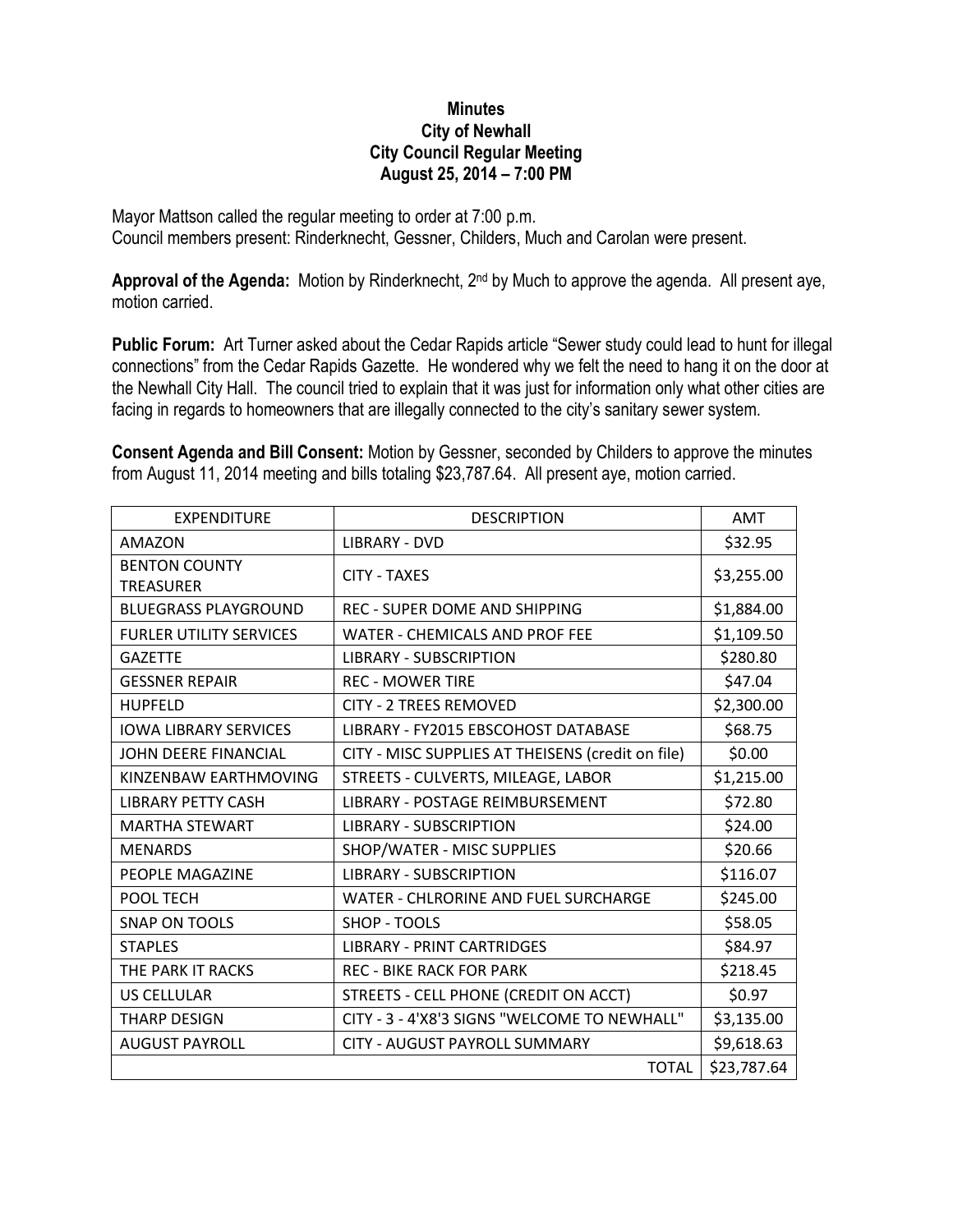**Minutes**
**City of Newhall**
**City Council Regular Meeting**
**August 25, 2014 – 7:00 PM**

Mayor Mattson called the regular meeting to order at 7:00 p.m.
Council members present: Rinderknecht, Gessner, Childers, Much and Carolan were present.

**Approval of the Agenda:** Motion by Rinderknecht, 2nd by Much to approve the agenda. All present aye, motion carried.

**Public Forum:** Art Turner asked about the Cedar Rapids article "Sewer study could lead to hunt for illegal connections" from the Cedar Rapids Gazette. He wondered why we felt the need to hang it on the door at the Newhall City Hall. The council tried to explain that it was just for information only what other cities are facing in regards to homeowners that are illegally connected to the city's sanitary sewer system.

**Consent Agenda and Bill Consent:** Motion by Gessner, seconded by Childers to approve the minutes from August 11, 2014 meeting and bills totaling $23,787.64. All present aye, motion carried.

| EXPENDITURE | DESCRIPTION | AMT |
|---|---|---|
| AMAZON | LIBRARY - DVD | $32.95 |
| BENTON COUNTY TREASURER | CITY - TAXES | $3,255.00 |
| BLUEGRASS PLAYGROUND | REC - SUPER DOME AND SHIPPING | $1,884.00 |
| FURLER UTILITY SERVICES | WATER - CHEMICALS AND PROF FEE | $1,109.50 |
| GAZETTE | LIBRARY - SUBSCRIPTION | $280.80 |
| GESSNER REPAIR | REC - MOWER TIRE | $47.04 |
| HUPFELD | CITY - 2 TREES REMOVED | $2,300.00 |
| IOWA LIBRARY SERVICES | LIBRARY - FY2015 EBSCOHOST DATABASE | $68.75 |
| JOHN DEERE FINANCIAL | CITY - MISC SUPPLIES AT THEISENS (credit on file) | $0.00 |
| KINZENBAW EARTHMOVING | STREETS - CULVERTS, MILEAGE, LABOR | $1,215.00 |
| LIBRARY PETTY CASH | LIBRARY - POSTAGE REIMBURSEMENT | $72.80 |
| MARTHA STEWART | LIBRARY - SUBSCRIPTION | $24.00 |
| MENARDS | SHOP/WATER - MISC SUPPLIES | $20.66 |
| PEOPLE MAGAZINE | LIBRARY - SUBSCRIPTION | $116.07 |
| POOL TECH | WATER - CHLRORINE AND FUEL SURCHARGE | $245.00 |
| SNAP ON TOOLS | SHOP - TOOLS | $58.05 |
| STAPLES | LIBRARY - PRINT CARTRIDGES | $84.97 |
| THE PARK IT RACKS | REC - BIKE RACK FOR PARK | $218.45 |
| US CELLULAR | STREETS - CELL PHONE (CREDIT ON ACCT) | $0.97 |
| THARP DESIGN | CITY - 3 - 4'X8'3 SIGNS "WELCOME TO NEWHALL" | $3,135.00 |
| AUGUST PAYROLL | CITY - AUGUST PAYROLL SUMMARY | $9,618.63 |
| | TOTAL | $23,787.64 |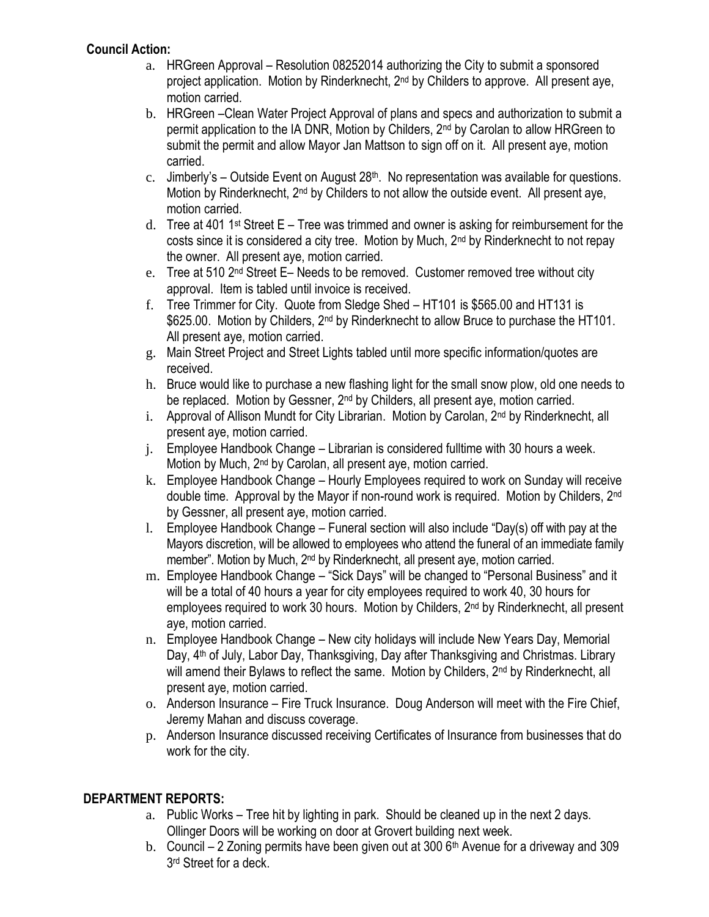**Council Action:**

a. HRGreen Approval – Resolution 08252014 authorizing the City to submit a sponsored project application. Motion by Rinderknecht, 2nd by Childers to approve. All present aye, motion carried.
b. HRGreen –Clean Water Project Approval of plans and specs and authorization to submit a permit application to the IA DNR, Motion by Childers, 2nd by Carolan to allow HRGreen to submit the permit and allow Mayor Jan Mattson to sign off on it. All present aye, motion carried.
c. Jimberly's – Outside Event on August 28th. No representation was available for questions. Motion by Rinderknecht, 2nd by Childers to not allow the outside event. All present aye, motion carried.
d. Tree at 401 1st Street E – Tree was trimmed and owner is asking for reimbursement for the costs since it is considered a city tree. Motion by Much, 2nd by Rinderknecht to not repay the owner. All present aye, motion carried.
e. Tree at 510 2nd Street E– Needs to be removed. Customer removed tree without city approval. Item is tabled until invoice is received.
f. Tree Trimmer for City. Quote from Sledge Shed – HT101 is $565.00 and HT131 is $625.00. Motion by Childers, 2nd by Rinderknecht to allow Bruce to purchase the HT101. All present aye, motion carried.
g. Main Street Project and Street Lights tabled until more specific information/quotes are received.
h. Bruce would like to purchase a new flashing light for the small snow plow, old one needs to be replaced. Motion by Gessner, 2nd by Childers, all present aye, motion carried.
i. Approval of Allison Mundt for City Librarian. Motion by Carolan, 2nd by Rinderknecht, all present aye, motion carried.
j. Employee Handbook Change – Librarian is considered fulltime with 30 hours a week. Motion by Much, 2nd by Carolan, all present aye, motion carried.
k. Employee Handbook Change – Hourly Employees required to work on Sunday will receive double time. Approval by the Mayor if non-round work is required. Motion by Childers, 2nd by Gessner, all present aye, motion carried.
l. Employee Handbook Change – Funeral section will also include "Day(s) off with pay at the Mayors discretion, will be allowed to employees who attend the funeral of an immediate family member". Motion by Much, 2nd by Rinderknecht, all present aye, motion carried.
m. Employee Handbook Change – "Sick Days" will be changed to "Personal Business" and it will be a total of 40 hours a year for city employees required to work 40, 30 hours for employees required to work 30 hours. Motion by Childers, 2nd by Rinderknecht, all present aye, motion carried.
n. Employee Handbook Change – New city holidays will include New Years Day, Memorial Day, 4th of July, Labor Day, Thanksgiving, Day after Thanksgiving and Christmas. Library will amend their Bylaws to reflect the same. Motion by Childers, 2nd by Rinderknecht, all present aye, motion carried.
o. Anderson Insurance – Fire Truck Insurance. Doug Anderson will meet with the Fire Chief, Jeremy Mahan and discuss coverage.
p. Anderson Insurance discussed receiving Certificates of Insurance from businesses that do work for the city.

**DEPARTMENT REPORTS:**

a. Public Works – Tree hit by lighting in park. Should be cleaned up in the next 2 days. Ollinger Doors will be working on door at Grovert building next week.
b. Council – 2 Zoning permits have been given out at 300 6th Avenue for a driveway and 309 3rd Street for a deck.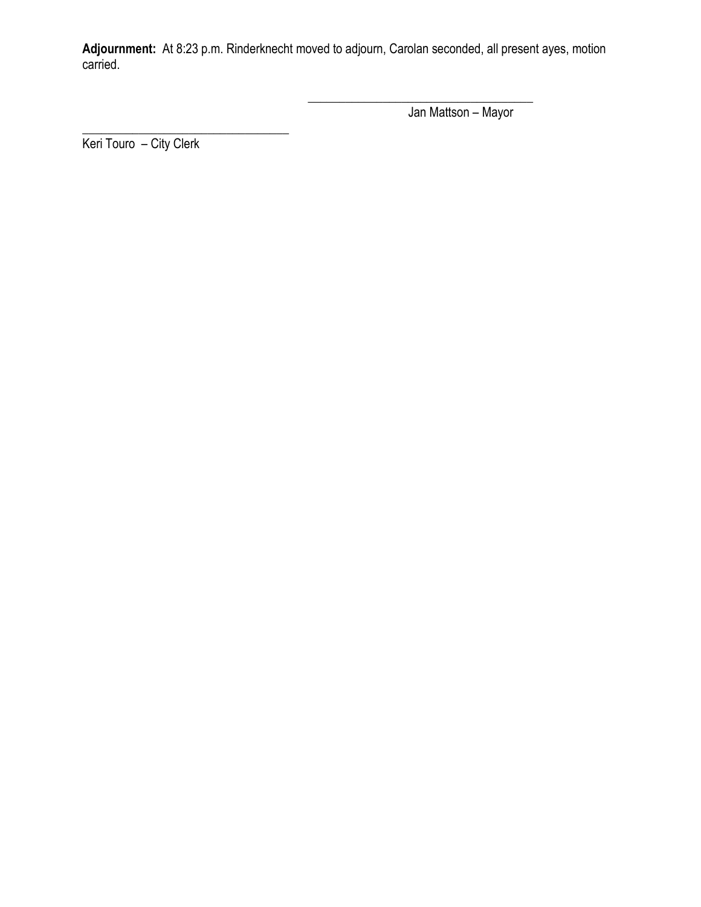**Adjournment:** At 8:23 p.m. Rinderknecht moved to adjourn, Carolan seconded, all present ayes, motion carried.

\_\_\_\_\_\_\_\_\_\_\_\_\_\_\_\_\_\_\_\_\_\_\_\_\_\_\_\_\_\_\_\_\_\_\_\_\_\_
Jan Mattson – Mayor

\_\_\_\_\_\_\_\_\_\_\_\_\_\_\_\_\_\_\_\_\_\_\_\_\_\_\_\_\_\_\_\_\_\_\_
Keri Touro – City Clerk